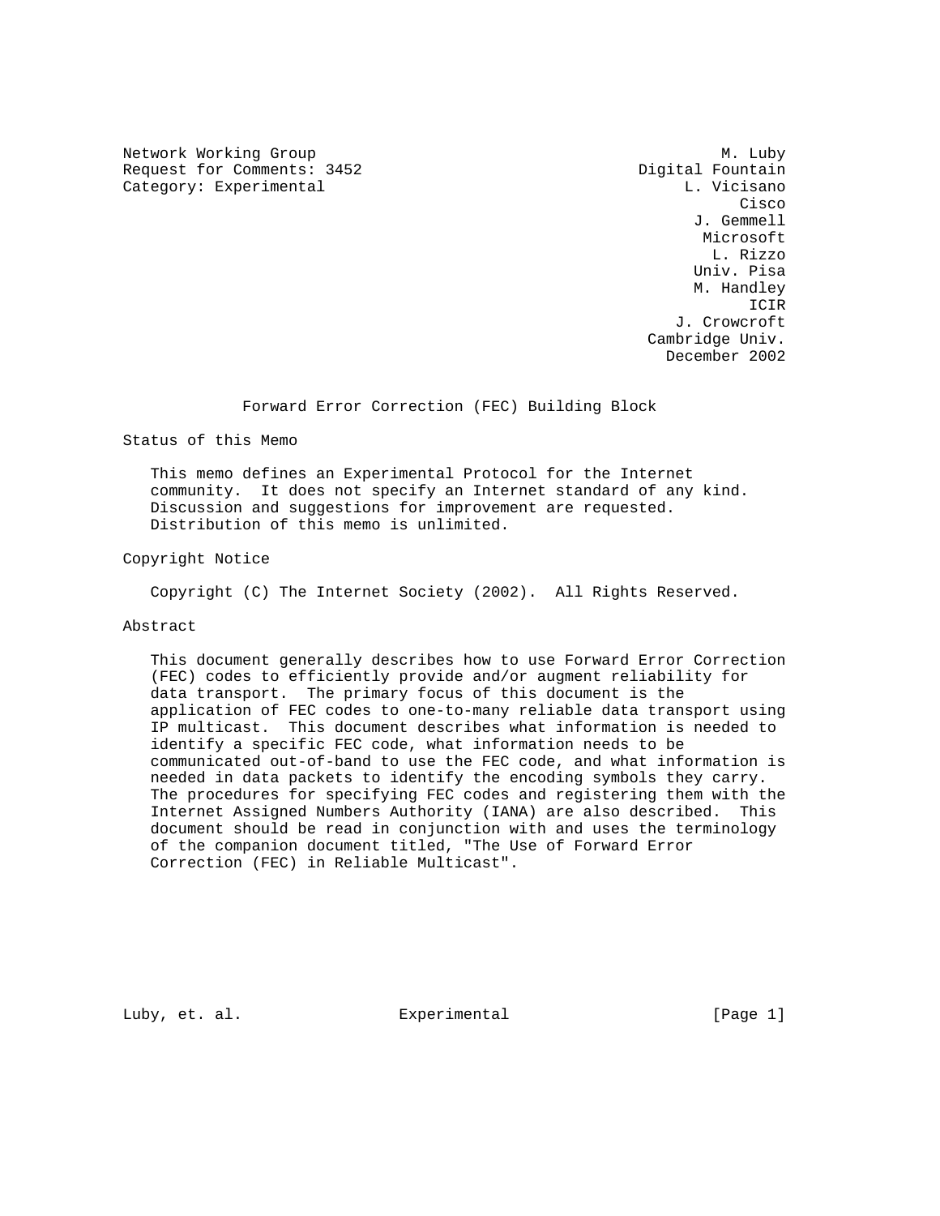Network Working Group M. Luby
Request for Comments: 3452 Digital Fountain
Category: Experimental L. Vicisano
Cisco
J. Gemmell
Microsoft
L. Rizzo
Univ. Pisa
M. Handley
ICIR
J. Crowcroft
Cambridge Univ.
December 2002

# Forward Error Correction (FEC) Building Block

## Status of this Memo

This memo defines an Experimental Protocol for the Internet community. It does not specify an Internet standard of any kind. Discussion and suggestions for improvement are requested. Distribution of this memo is unlimited.

## Copyright Notice

Copyright (C) The Internet Society (2002). All Rights Reserved.

## Abstract

This document generally describes how to use Forward Error Correction (FEC) codes to efficiently provide and/or augment reliability for data transport. The primary focus of this document is the application of FEC codes to one-to-many reliable data transport using IP multicast. This document describes what information is needed to identify a specific FEC code, what information needs to be communicated out-of-band to use the FEC code, and what information is needed in data packets to identify the encoding symbols they carry. The procedures for specifying FEC codes and registering them with the Internet Assigned Numbers Authority (IANA) are also described. This document should be read in conjunction with and uses the terminology of the companion document titled, "The Use of Forward Error Correction (FEC) in Reliable Multicast".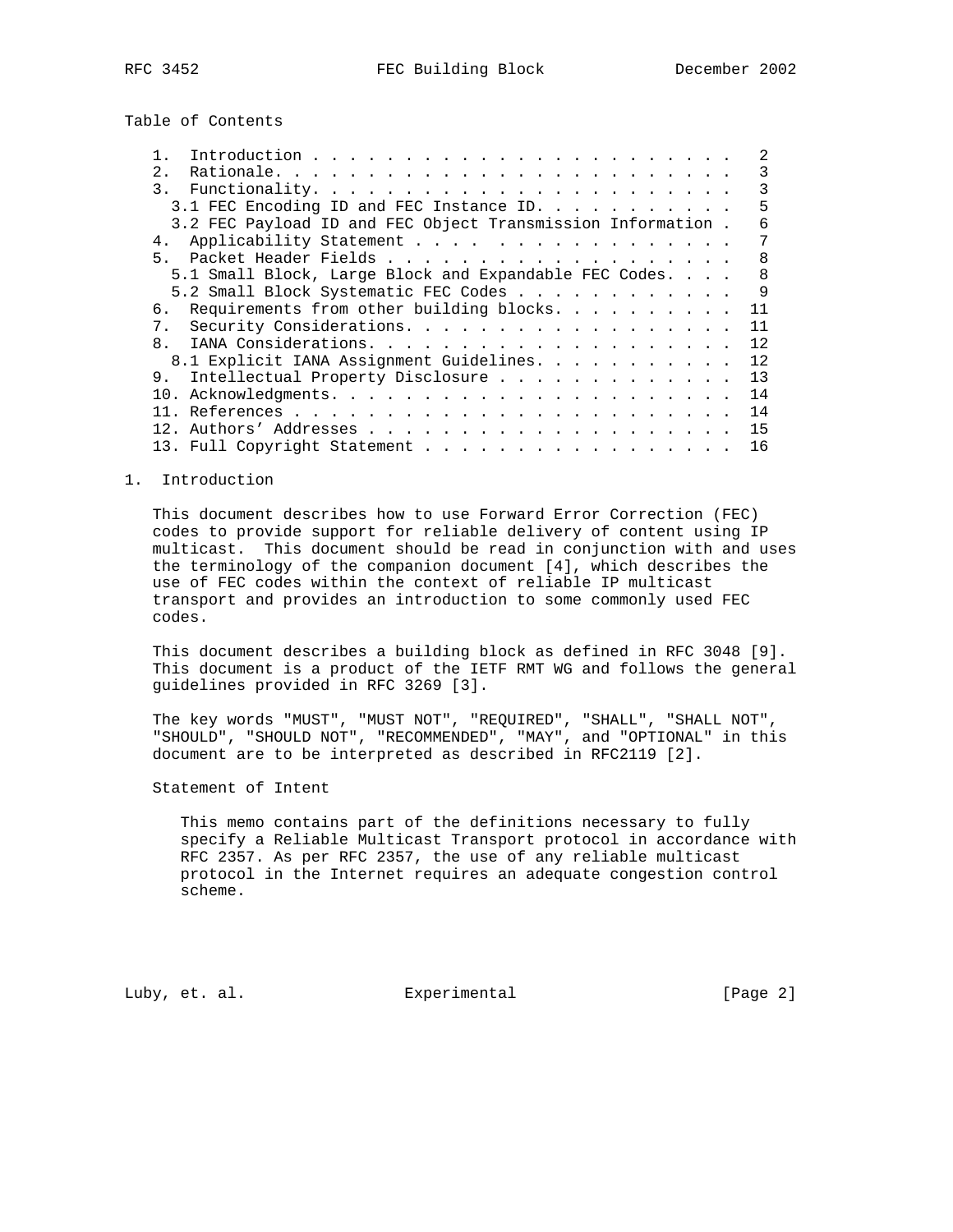## Table of Contents

1. Introduction . . . . . . . . . . . . . . . . . . . . . . . . 2
2. Rationale. . . . . . . . . . . . . . . . . . . . . . . . . . 3
3. Functionality. . . . . . . . . . . . . . . . . . . . . . . . 3
   - 3.1 FEC Encoding ID and FEC Instance ID. . . . . . . . . . . 5
   - 3.2 FEC Payload ID and FEC Object Transmission Information . 6
4. Applicability Statement . . . . . . . . . . . . . . . . . . 7
5. Packet Header Fields . . . . . . . . . . . . . . . . . . . . 8
   - 5.1 Small Block, Large Block and Expandable FEC Codes. . . . 8
   - 5.2 Small Block Systematic FEC Codes . . . . . . . . . . . . 9
6. Requirements from other building blocks. . . . . . . . . . 11
7. Security Considerations. . . . . . . . . . . . . . . . . . 11
8. IANA Considerations. . . . . . . . . . . . . . . . . . . . 12
   - 8.1 Explicit IANA Assignment Guidelines. . . . . . . . . . 12
9. Intellectual Property Disclosure . . . . . . . . . . . . . 13
10. Acknowledgments. . . . . . . . . . . . . . . . . . . . . . 14
11. References . . . . . . . . . . . . . . . . . . . . . . . . 14
12. Authors' Addresses . . . . . . . . . . . . . . . . . . . . 15
13. Full Copyright Statement . . . . . . . . . . . . . . . . . 16

## 1. Introduction

This document describes how to use Forward Error Correction (FEC) codes to provide support for reliable delivery of content using IP multicast. This document should be read in conjunction with and uses the terminology of the companion document [4], which describes the use of FEC codes within the context of reliable IP multicast transport and provides an introduction to some commonly used FEC codes.

This document describes a building block as defined in RFC 3048 [9]. This document is a product of the IETF RMT WG and follows the general guidelines provided in RFC 3269 [3].

The key words "MUST", "MUST NOT", "REQUIRED", "SHALL", "SHALL NOT", "SHOULD", "SHOULD NOT", "RECOMMENDED", "MAY", and "OPTIONAL" in this document are to be interpreted as described in RFC2119 [2].

Statement of Intent

> This memo contains part of the definitions necessary to fully specify a Reliable Multicast Transport protocol in accordance with RFC 2357. As per RFC 2357, the use of any reliable multicast protocol in the Internet requires an adequate congestion control scheme.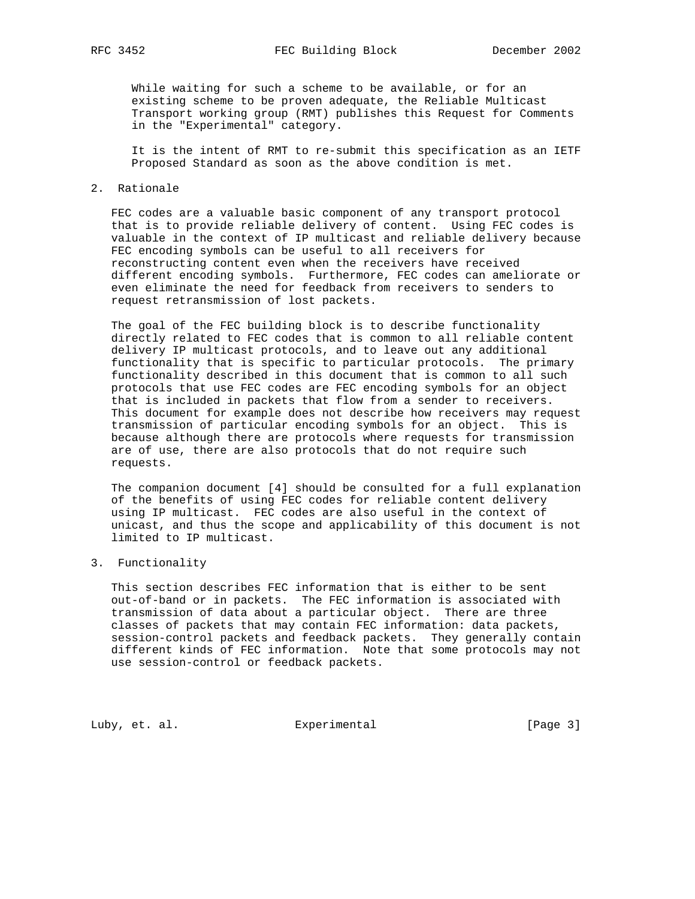While waiting for such a scheme to be available, or for an existing scheme to be proven adequate, the Reliable Multicast Transport working group (RMT) publishes this Request for Comments in the "Experimental" category.

It is the intent of RMT to re-submit this specification as an IETF Proposed Standard as soon as the above condition is met.

## 2. Rationale

FEC codes are a valuable basic component of any transport protocol that is to provide reliable delivery of content. Using FEC codes is valuable in the context of IP multicast and reliable delivery because FEC encoding symbols can be useful to all receivers for reconstructing content even when the receivers have received different encoding symbols. Furthermore, FEC codes can ameliorate or even eliminate the need for feedback from receivers to senders to request retransmission of lost packets.

The goal of the FEC building block is to describe functionality directly related to FEC codes that is common to all reliable content delivery IP multicast protocols, and to leave out any additional functionality that is specific to particular protocols. The primary functionality described in this document that is common to all such protocols that use FEC codes are FEC encoding symbols for an object that is included in packets that flow from a sender to receivers. This document for example does not describe how receivers may request transmission of particular encoding symbols for an object. This is because although there are protocols where requests for transmission are of use, there are also protocols that do not require such requests.

The companion document [4] should be consulted for a full explanation of the benefits of using FEC codes for reliable content delivery using IP multicast. FEC codes are also useful in the context of unicast, and thus the scope and applicability of this document is not limited to IP multicast.

## 3. Functionality

This section describes FEC information that is either to be sent out-of-band or in packets. The FEC information is associated with transmission of data about a particular object. There are three classes of packets that may contain FEC information: data packets, session-control packets and feedback packets. They generally contain different kinds of FEC information. Note that some protocols may not use session-control or feedback packets.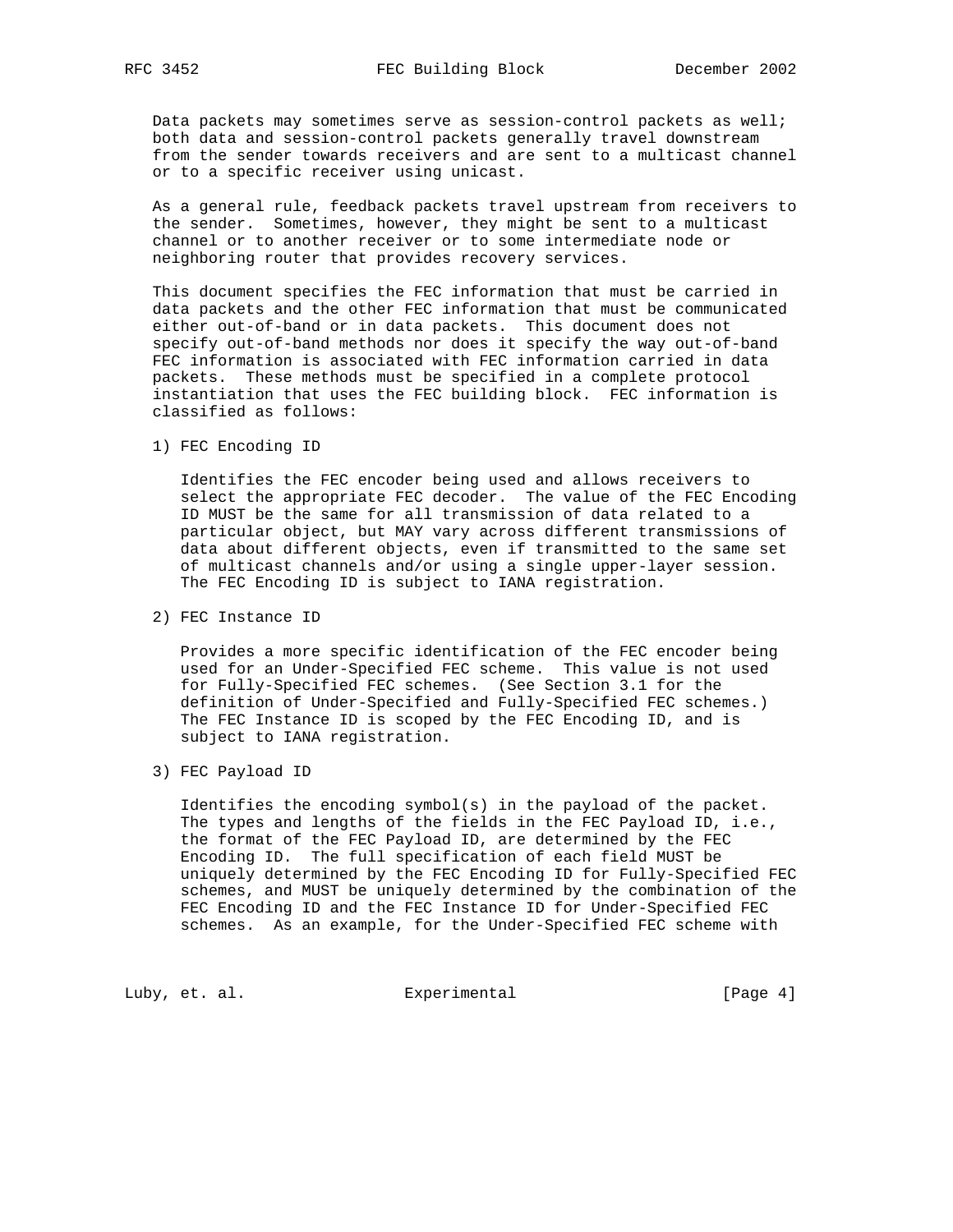Data packets may sometimes serve as session-control packets as well; both data and session-control packets generally travel downstream from the sender towards receivers and are sent to a multicast channel or to a specific receiver using unicast.

As a general rule, feedback packets travel upstream from receivers to the sender. Sometimes, however, they might be sent to a multicast channel or to another receiver or to some intermediate node or neighboring router that provides recovery services.

This document specifies the FEC information that must be carried in data packets and the other FEC information that must be communicated either out-of-band or in data packets. This document does not specify out-of-band methods nor does it specify the way out-of-band FEC information is associated with FEC information carried in data packets. These methods must be specified in a complete protocol instantiation that uses the FEC building block. FEC information is classified as follows:

1) FEC Encoding ID

   Identifies the FEC encoder being used and allows receivers to select the appropriate FEC decoder. The value of the FEC Encoding ID MUST be the same for all transmission of data related to a particular object, but MAY vary across different transmissions of data about different objects, even if transmitted to the same set of multicast channels and/or using a single upper-layer session. The FEC Encoding ID is subject to IANA registration.

2) FEC Instance ID

   Provides a more specific identification of the FEC encoder being used for an Under-Specified FEC scheme. This value is not used for Fully-Specified FEC schemes. (See Section 3.1 for the definition of Under-Specified and Fully-Specified FEC schemes.) The FEC Instance ID is scoped by the FEC Encoding ID, and is subject to IANA registration.

3) FEC Payload ID

   Identifies the encoding symbol(s) in the payload of the packet. The types and lengths of the fields in the FEC Payload ID, i.e., the format of the FEC Payload ID, are determined by the FEC Encoding ID. The full specification of each field MUST be uniquely determined by the FEC Encoding ID for Fully-Specified FEC schemes, and MUST be uniquely determined by the combination of the FEC Encoding ID and the FEC Instance ID for Under-Specified FEC schemes. As an example, for the Under-Specified FEC scheme with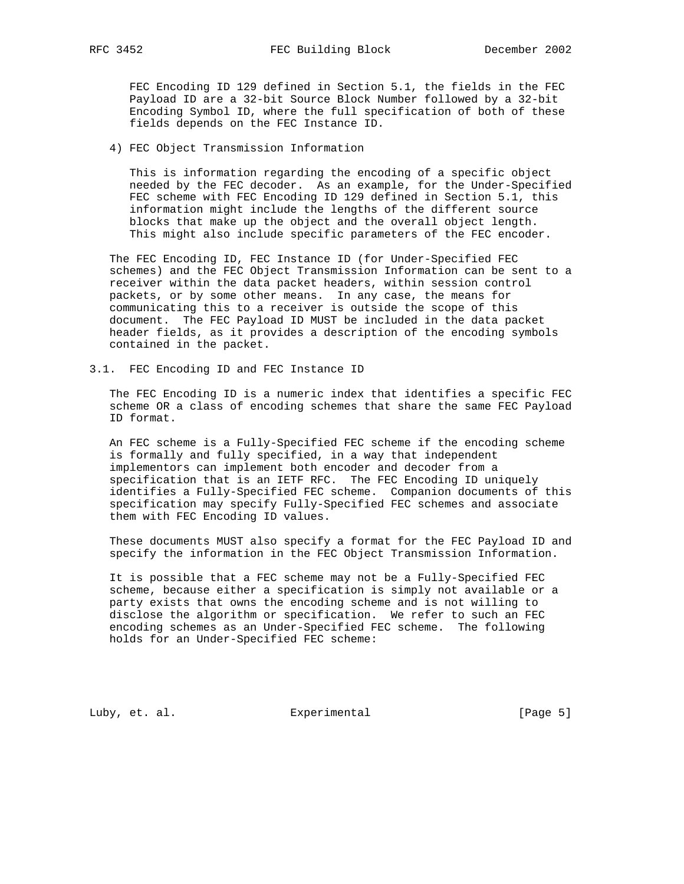FEC Encoding ID 129 defined in Section 5.1, the fields in the FEC Payload ID are a 32-bit Source Block Number followed by a 32-bit Encoding Symbol ID, where the full specification of both of these fields depends on the FEC Instance ID.

4) FEC Object Transmission Information

   This is information regarding the encoding of a specific object needed by the FEC decoder. As an example, for the Under-Specified FEC scheme with FEC Encoding ID 129 defined in Section 5.1, this information might include the lengths of the different source blocks that make up the object and the overall object length. This might also include specific parameters of the FEC encoder.

The FEC Encoding ID, FEC Instance ID (for Under-Specified FEC schemes) and the FEC Object Transmission Information can be sent to a receiver within the data packet headers, within session control packets, or by some other means. In any case, the means for communicating this to a receiver is outside the scope of this document. The FEC Payload ID MUST be included in the data packet header fields, as it provides a description of the encoding symbols contained in the packet.

## 3.1. FEC Encoding ID and FEC Instance ID

The FEC Encoding ID is a numeric index that identifies a specific FEC scheme OR a class of encoding schemes that share the same FEC Payload ID format.

An FEC scheme is a Fully-Specified FEC scheme if the encoding scheme is formally and fully specified, in a way that independent implementors can implement both encoder and decoder from a specification that is an IETF RFC. The FEC Encoding ID uniquely identifies a Fully-Specified FEC scheme. Companion documents of this specification may specify Fully-Specified FEC schemes and associate them with FEC Encoding ID values.

These documents MUST also specify a format for the FEC Payload ID and specify the information in the FEC Object Transmission Information.

It is possible that a FEC scheme may not be a Fully-Specified FEC scheme, because either a specification is simply not available or a party exists that owns the encoding scheme and is not willing to disclose the algorithm or specification. We refer to such an FEC encoding schemes as an Under-Specified FEC scheme. The following holds for an Under-Specified FEC scheme: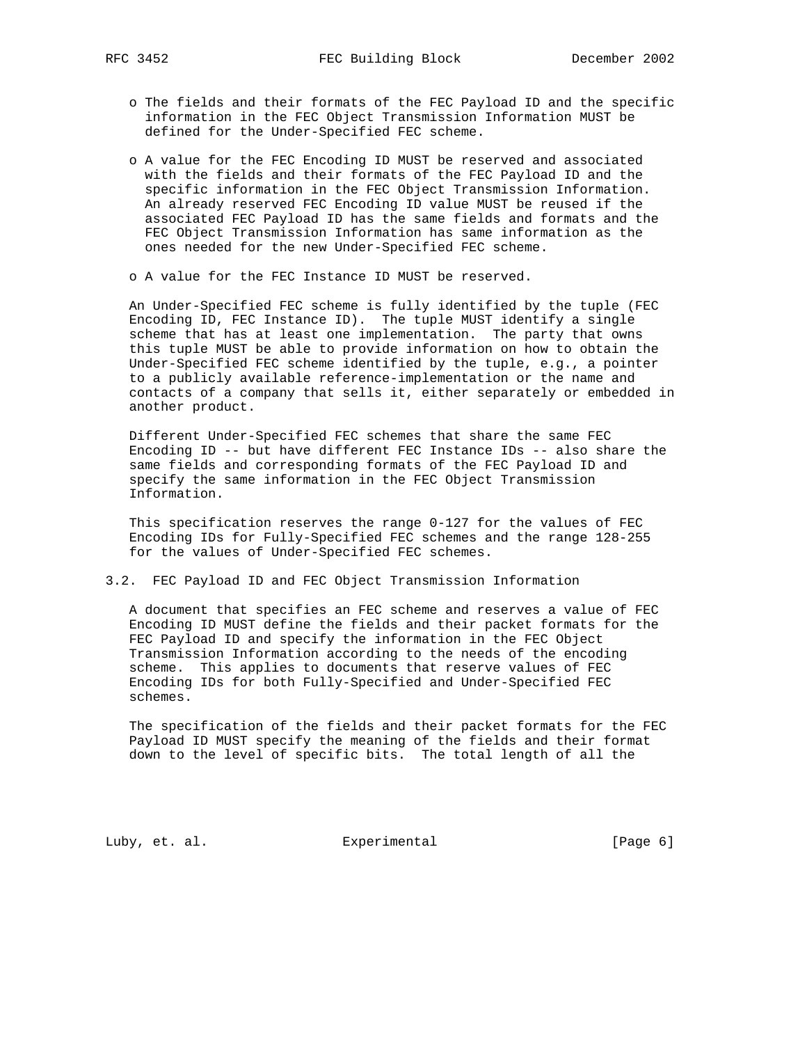- The fields and their formats of the FEC Payload ID and the specific information in the FEC Object Transmission Information MUST be defined for the Under-Specified FEC scheme.

- A value for the FEC Encoding ID MUST be reserved and associated with the fields and their formats of the FEC Payload ID and the specific information in the FEC Object Transmission Information. An already reserved FEC Encoding ID value MUST be reused if the associated FEC Payload ID has the same fields and formats and the FEC Object Transmission Information has same information as the ones needed for the new Under-Specified FEC scheme.

- A value for the FEC Instance ID MUST be reserved.

An Under-Specified FEC scheme is fully identified by the tuple (FEC Encoding ID, FEC Instance ID). The tuple MUST identify a single scheme that has at least one implementation. The party that owns this tuple MUST be able to provide information on how to obtain the Under-Specified FEC scheme identified by the tuple, e.g., a pointer to a publicly available reference-implementation or the name and contacts of a company that sells it, either separately or embedded in another product.

Different Under-Specified FEC schemes that share the same FEC Encoding ID -- but have different FEC Instance IDs -- also share the same fields and corresponding formats of the FEC Payload ID and specify the same information in the FEC Object Transmission Information.

This specification reserves the range 0-127 for the values of FEC Encoding IDs for Fully-Specified FEC schemes and the range 128-255 for the values of Under-Specified FEC schemes.

## 3.2. FEC Payload ID and FEC Object Transmission Information

A document that specifies an FEC scheme and reserves a value of FEC Encoding ID MUST define the fields and their packet formats for the FEC Payload ID and specify the information in the FEC Object Transmission Information according to the needs of the encoding scheme. This applies to documents that reserve values of FEC Encoding IDs for both Fully-Specified and Under-Specified FEC schemes.

The specification of the fields and their packet formats for the FEC Payload ID MUST specify the meaning of the fields and their format down to the level of specific bits. The total length of all the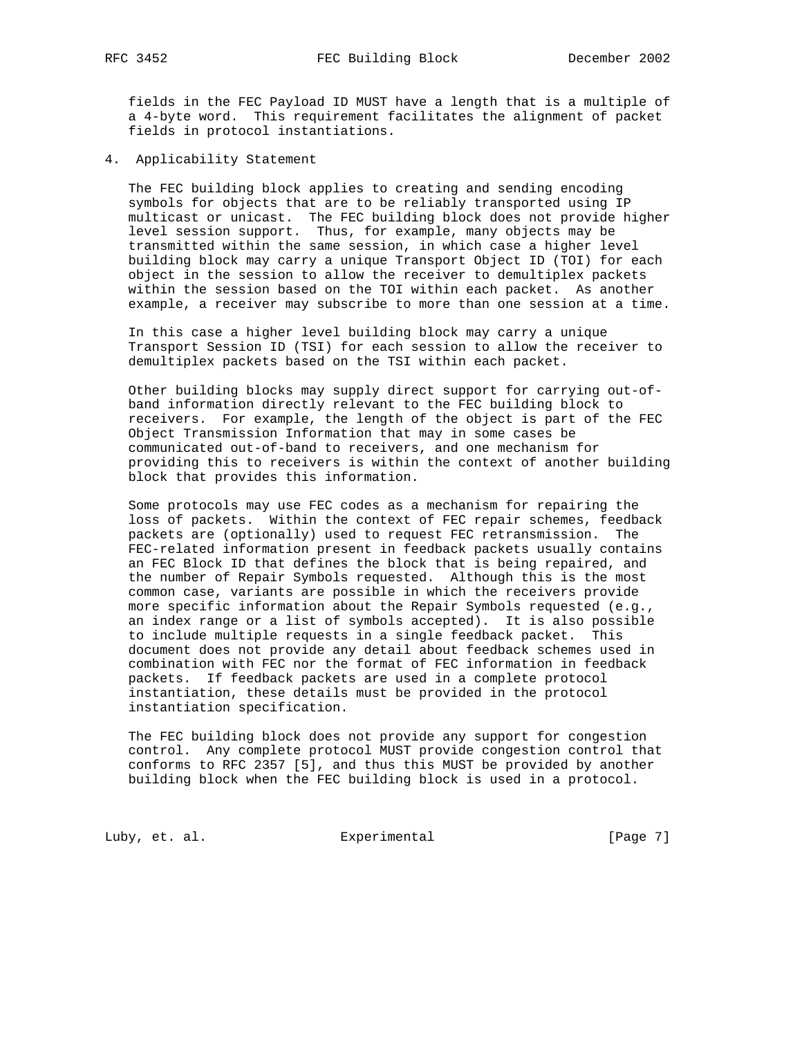fields in the FEC Payload ID MUST have a length that is a multiple of a 4-byte word. This requirement facilitates the alignment of packet fields in protocol instantiations.

## 4. Applicability Statement

The FEC building block applies to creating and sending encoding symbols for objects that are to be reliably transported using IP multicast or unicast. The FEC building block does not provide higher level session support. Thus, for example, many objects may be transmitted within the same session, in which case a higher level building block may carry a unique Transport Object ID (TOI) for each object in the session to allow the receiver to demultiplex packets within the session based on the TOI within each packet. As another example, a receiver may subscribe to more than one session at a time.

In this case a higher level building block may carry a unique Transport Session ID (TSI) for each session to allow the receiver to demultiplex packets based on the TSI within each packet.

Other building blocks may supply direct support for carrying out-of-band information directly relevant to the FEC building block to receivers. For example, the length of the object is part of the FEC Object Transmission Information that may in some cases be communicated out-of-band to receivers, and one mechanism for providing this to receivers is within the context of another building block that provides this information.

Some protocols may use FEC codes as a mechanism for repairing the loss of packets. Within the context of FEC repair schemes, feedback packets are (optionally) used to request FEC retransmission. The FEC-related information present in feedback packets usually contains an FEC Block ID that defines the block that is being repaired, and the number of Repair Symbols requested. Although this is the most common case, variants are possible in which the receivers provide more specific information about the Repair Symbols requested (e.g., an index range or a list of symbols accepted). It is also possible to include multiple requests in a single feedback packet. This document does not provide any detail about feedback schemes used in combination with FEC nor the format of FEC information in feedback packets. If feedback packets are used in a complete protocol instantiation, these details must be provided in the protocol instantiation specification.

The FEC building block does not provide any support for congestion control. Any complete protocol MUST provide congestion control that conforms to RFC 2357 [5], and thus this MUST be provided by another building block when the FEC building block is used in a protocol.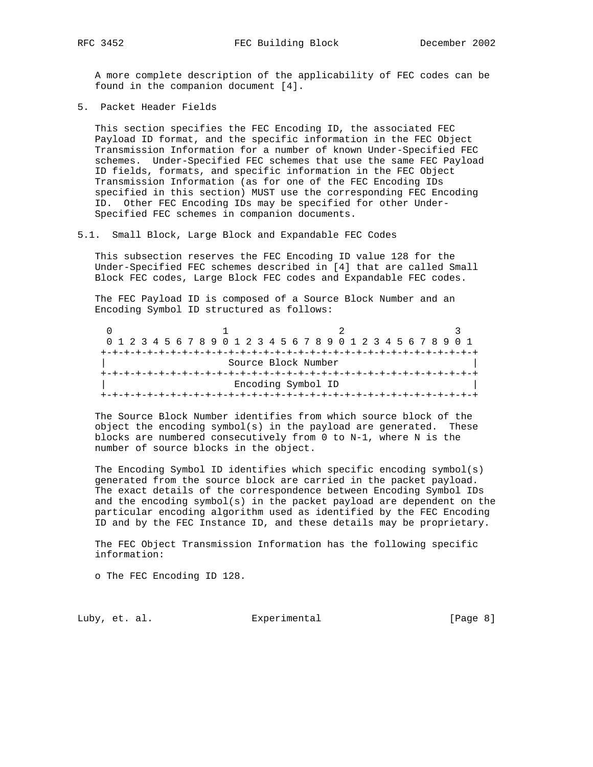A more complete description of the applicability of FEC codes can be found in the companion document [4].

## 5. Packet Header Fields

This section specifies the FEC Encoding ID, the associated FEC Payload ID format, and the specific information in the FEC Object Transmission Information for a number of known Under-Specified FEC schemes. Under-Specified FEC schemes that use the same FEC Payload ID fields, formats, and specific information in the FEC Object Transmission Information (as for one of the FEC Encoding IDs specified in this section) MUST use the corresponding FEC Encoding ID. Other FEC Encoding IDs may be specified for other Under-Specified FEC schemes in companion documents.

### 5.1. Small Block, Large Block and Expandable FEC Codes

This subsection reserves the FEC Encoding ID value 128 for the Under-Specified FEC schemes described in [4] that are called Small Block FEC codes, Large Block FEC codes and Expandable FEC codes.

The FEC Payload ID is composed of a Source Block Number and an Encoding Symbol ID structured as follows:

```
 0                   1                   2                   3
 0 1 2 3 4 5 6 7 8 9 0 1 2 3 4 5 6 7 8 9 0 1 2 3 4 5 6 7 8 9 0 1
+-+-+-+-+-+-+-+-+-+-+-+-+-+-+-+-+-+-+-+-+-+-+-+-+-+-+-+-+-+-+-+-+
|                     Source Block Number                       |
+-+-+-+-+-+-+-+-+-+-+-+-+-+-+-+-+-+-+-+-+-+-+-+-+-+-+-+-+-+-+-+-+
|                      Encoding Symbol ID                       |
+-+-+-+-+-+-+-+-+-+-+-+-+-+-+-+-+-+-+-+-+-+-+-+-+-+-+-+-+-+-+-+-+
```

The Source Block Number identifies from which source block of the object the encoding symbol(s) in the payload are generated. These blocks are numbered consecutively from 0 to N-1, where N is the number of source blocks in the object.

The Encoding Symbol ID identifies which specific encoding symbol(s) generated from the source block are carried in the packet payload. The exact details of the correspondence between Encoding Symbol IDs and the encoding symbol(s) in the packet payload are dependent on the particular encoding algorithm used as identified by the FEC Encoding ID and by the FEC Instance ID, and these details may be proprietary.

The FEC Object Transmission Information has the following specific information:

o The FEC Encoding ID 128.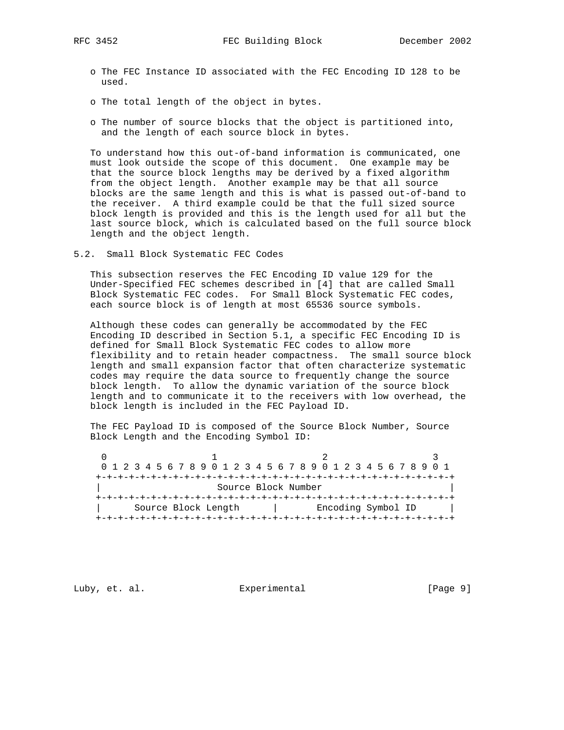- o The FEC Instance ID associated with the FEC Encoding ID 128 to be used.

- o The total length of the object in bytes.

- o The number of source blocks that the object is partitioned into, and the length of each source block in bytes.

To understand how this out-of-band information is communicated, one must look outside the scope of this document. One example may be that the source block lengths may be derived by a fixed algorithm from the object length. Another example may be that all source blocks are the same length and this is what is passed out-of-band to the receiver. A third example could be that the full sized source block length is provided and this is the length used for all but the last source block, which is calculated based on the full source block length and the object length.

## 5.2. Small Block Systematic FEC Codes

This subsection reserves the FEC Encoding ID value 129 for the Under-Specified FEC schemes described in [4] that are called Small Block Systematic FEC codes. For Small Block Systematic FEC codes, each source block is of length at most 65536 source symbols.

Although these codes can generally be accommodated by the FEC Encoding ID described in Section 5.1, a specific FEC Encoding ID is defined for Small Block Systematic FEC codes to allow more flexibility and to retain header compactness. The small source block length and small expansion factor that often characterize systematic codes may require the data source to frequently change the source block length. To allow the dynamic variation of the source block length and to communicate it to the receivers with low overhead, the block length is included in the FEC Payload ID.

The FEC Payload ID is composed of the Source Block Number, Source Block Length and the Encoding Symbol ID:

```
 0                   1                   2                   3
 0 1 2 3 4 5 6 7 8 9 0 1 2 3 4 5 6 7 8 9 0 1 2 3 4 5 6 7 8 9 0 1
+-+-+-+-+-+-+-+-+-+-+-+-+-+-+-+-+-+-+-+-+-+-+-+-+-+-+-+-+-+-+-+-+
|                     Source Block Number                       |
+-+-+-+-+-+-+-+-+-+-+-+-+-+-+-+-+-+-+-+-+-+-+-+-+-+-+-+-+-+-+-+-+
|      Source Block Length      |       Encoding Symbol ID      |
+-+-+-+-+-+-+-+-+-+-+-+-+-+-+-+-+-+-+-+-+-+-+-+-+-+-+-+-+-+-+-+-+
```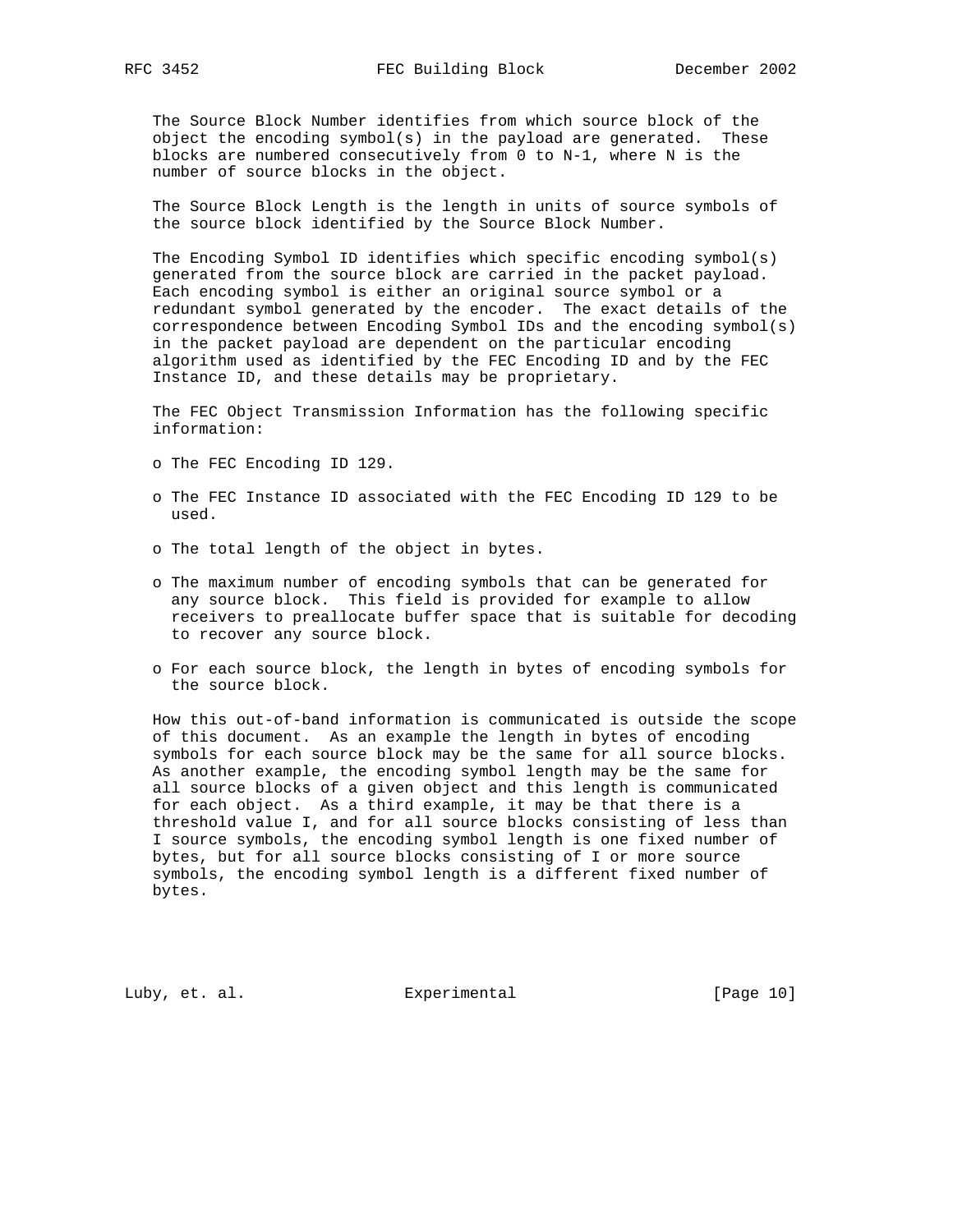The Source Block Number identifies from which source block of the object the encoding symbol(s) in the payload are generated. These blocks are numbered consecutively from 0 to N-1, where N is the number of source blocks in the object.

The Source Block Length is the length in units of source symbols of the source block identified by the Source Block Number.

The Encoding Symbol ID identifies which specific encoding symbol(s) generated from the source block are carried in the packet payload. Each encoding symbol is either an original source symbol or a redundant symbol generated by the encoder. The exact details of the correspondence between Encoding Symbol IDs and the encoding symbol(s) in the packet payload are dependent on the particular encoding algorithm used as identified by the FEC Encoding ID and by the FEC Instance ID, and these details may be proprietary.

The FEC Object Transmission Information has the following specific information:

- The FEC Encoding ID 129.
- The FEC Instance ID associated with the FEC Encoding ID 129 to be used.
- The total length of the object in bytes.
- The maximum number of encoding symbols that can be generated for any source block. This field is provided for example to allow receivers to preallocate buffer space that is suitable for decoding to recover any source block.
- For each source block, the length in bytes of encoding symbols for the source block.

How this out-of-band information is communicated is outside the scope of this document. As an example the length in bytes of encoding symbols for each source block may be the same for all source blocks. As another example, the encoding symbol length may be the same for all source blocks of a given object and this length is communicated for each object. As a third example, it may be that there is a threshold value I, and for all source blocks consisting of less than I source symbols, the encoding symbol length is one fixed number of bytes, but for all source blocks consisting of I or more source symbols, the encoding symbol length is a different fixed number of bytes.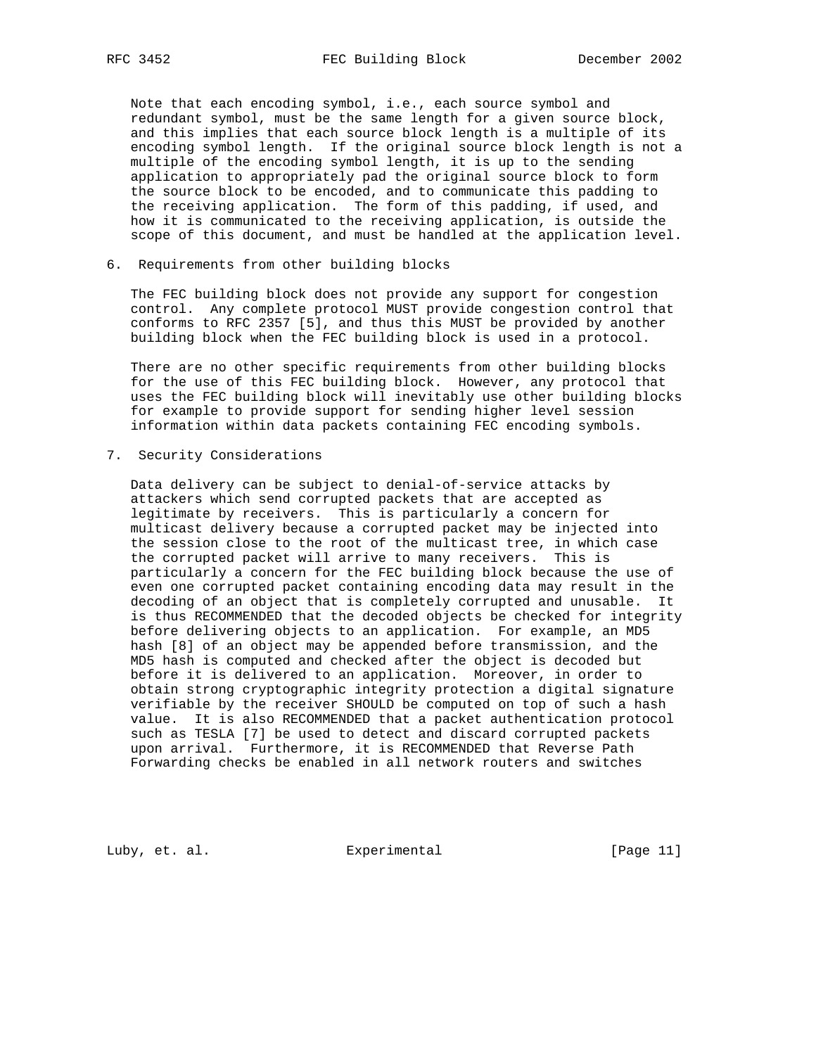Note that each encoding symbol, i.e., each source symbol and redundant symbol, must be the same length for a given source block, and this implies that each source block length is a multiple of its encoding symbol length. If the original source block length is not a multiple of the encoding symbol length, it is up to the sending application to appropriately pad the original source block to form the source block to be encoded, and to communicate this padding to the receiving application. The form of this padding, if used, and how it is communicated to the receiving application, is outside the scope of this document, and must be handled at the application level.

## 6. Requirements from other building blocks

The FEC building block does not provide any support for congestion control. Any complete protocol MUST provide congestion control that conforms to RFC 2357 [5], and thus this MUST be provided by another building block when the FEC building block is used in a protocol.

There are no other specific requirements from other building blocks for the use of this FEC building block. However, any protocol that uses the FEC building block will inevitably use other building blocks for example to provide support for sending higher level session information within data packets containing FEC encoding symbols.

## 7. Security Considerations

Data delivery can be subject to denial-of-service attacks by attackers which send corrupted packets that are accepted as legitimate by receivers. This is particularly a concern for multicast delivery because a corrupted packet may be injected into the session close to the root of the multicast tree, in which case the corrupted packet will arrive to many receivers. This is particularly a concern for the FEC building block because the use of even one corrupted packet containing encoding data may result in the decoding of an object that is completely corrupted and unusable. It is thus RECOMMENDED that the decoded objects be checked for integrity before delivering objects to an application. For example, an MD5 hash [8] of an object may be appended before transmission, and the MD5 hash is computed and checked after the object is decoded but before it is delivered to an application. Moreover, in order to obtain strong cryptographic integrity protection a digital signature verifiable by the receiver SHOULD be computed on top of such a hash value. It is also RECOMMENDED that a packet authentication protocol such as TESLA [7] be used to detect and discard corrupted packets upon arrival. Furthermore, it is RECOMMENDED that Reverse Path Forwarding checks be enabled in all network routers and switches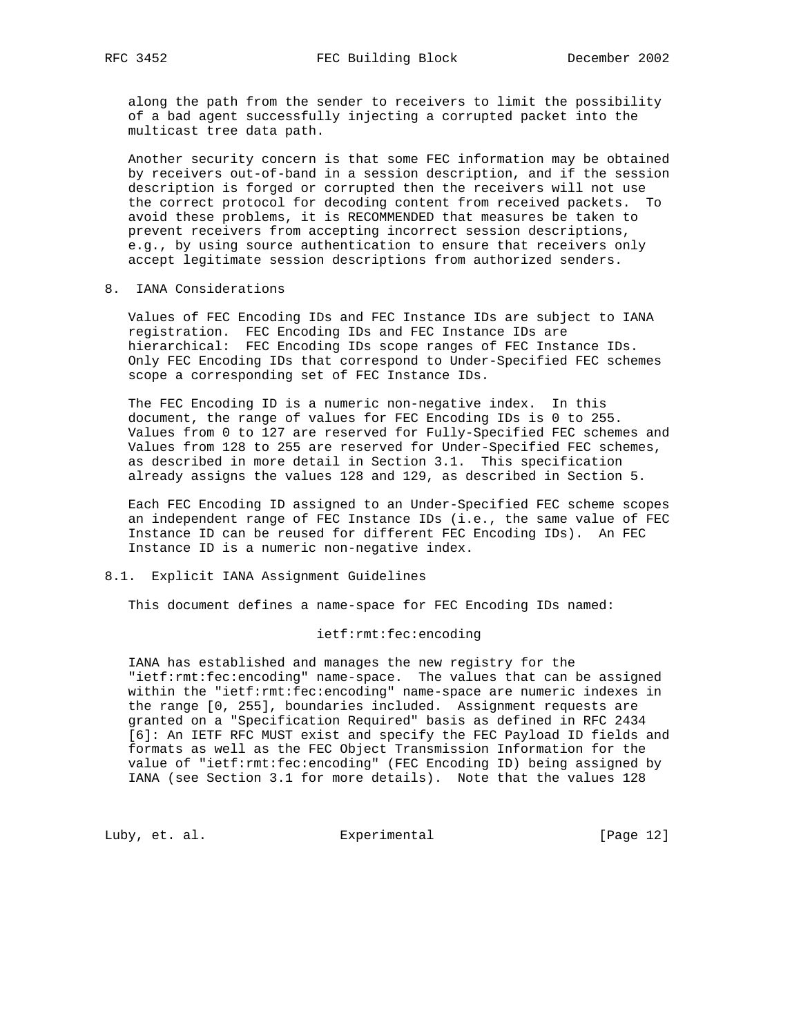along the path from the sender to receivers to limit the possibility of a bad agent successfully injecting a corrupted packet into the multicast tree data path.

Another security concern is that some FEC information may be obtained by receivers out-of-band in a session description, and if the session description is forged or corrupted then the receivers will not use the correct protocol for decoding content from received packets. To avoid these problems, it is RECOMMENDED that measures be taken to prevent receivers from accepting incorrect session descriptions, e.g., by using source authentication to ensure that receivers only accept legitimate session descriptions from authorized senders.

## 8. IANA Considerations

Values of FEC Encoding IDs and FEC Instance IDs are subject to IANA registration. FEC Encoding IDs and FEC Instance IDs are hierarchical: FEC Encoding IDs scope ranges of FEC Instance IDs. Only FEC Encoding IDs that correspond to Under-Specified FEC schemes scope a corresponding set of FEC Instance IDs.

The FEC Encoding ID is a numeric non-negative index. In this document, the range of values for FEC Encoding IDs is 0 to 255. Values from 0 to 127 are reserved for Fully-Specified FEC schemes and Values from 128 to 255 are reserved for Under-Specified FEC schemes, as described in more detail in Section 3.1. This specification already assigns the values 128 and 129, as described in Section 5.

Each FEC Encoding ID assigned to an Under-Specified FEC scheme scopes an independent range of FEC Instance IDs (i.e., the same value of FEC Instance ID can be reused for different FEC Encoding IDs). An FEC Instance ID is a numeric non-negative index.

### 8.1. Explicit IANA Assignment Guidelines

This document defines a name-space for FEC Encoding IDs named:

```
ietf:rmt:fec:encoding
```

IANA has established and manages the new registry for the "ietf:rmt:fec:encoding" name-space. The values that can be assigned within the "ietf:rmt:fec:encoding" name-space are numeric indexes in the range [0, 255], boundaries included. Assignment requests are granted on a "Specification Required" basis as defined in RFC 2434 [6]: An IETF RFC MUST exist and specify the FEC Payload ID fields and formats as well as the FEC Object Transmission Information for the value of "ietf:rmt:fec:encoding" (FEC Encoding ID) being assigned by IANA (see Section 3.1 for more details). Note that the values 128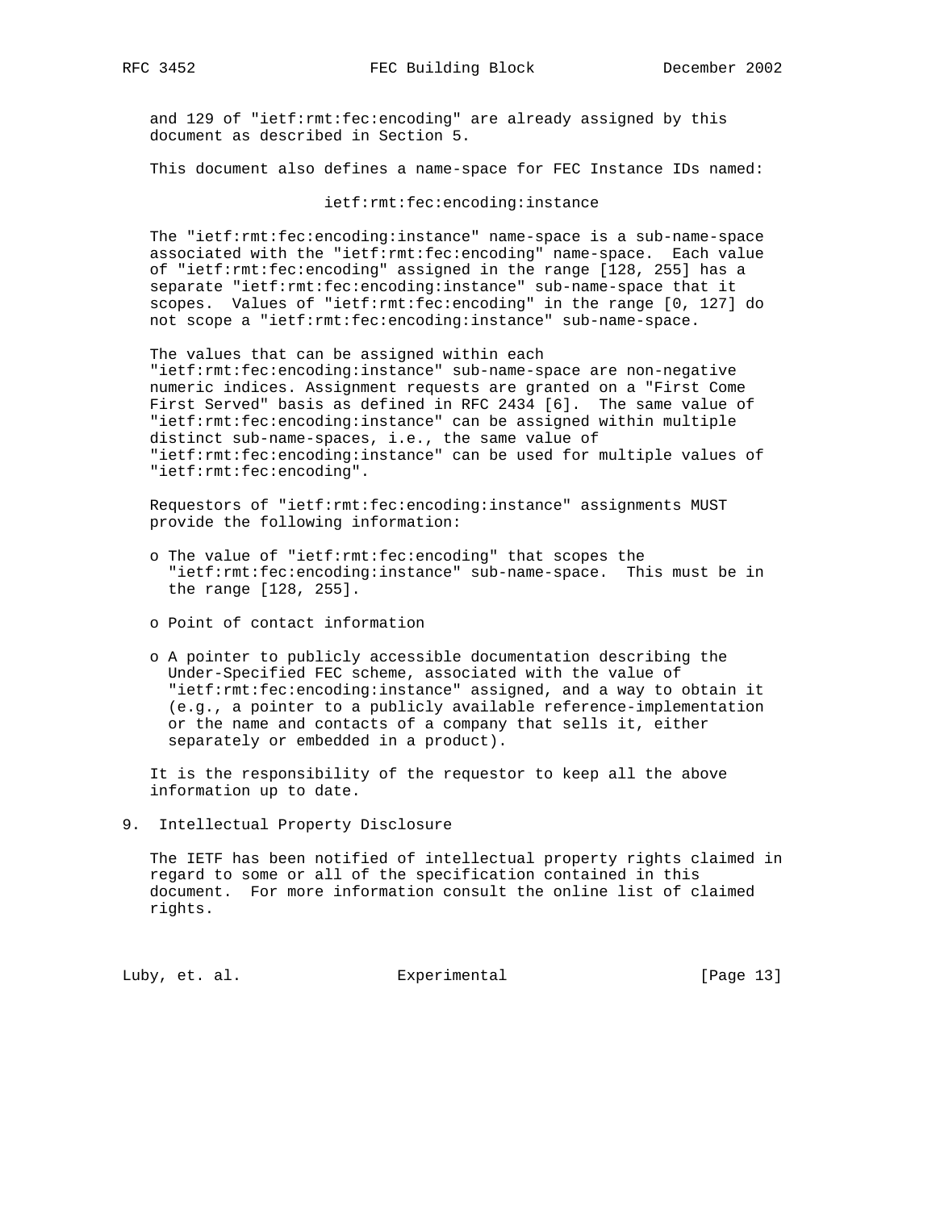and 129 of "ietf:rmt:fec:encoding" are already assigned by this document as described in Section 5.

This document also defines a name-space for FEC Instance IDs named:

ietf:rmt:fec:encoding:instance

The "ietf:rmt:fec:encoding:instance" name-space is a sub-name-space associated with the "ietf:rmt:fec:encoding" name-space. Each value of "ietf:rmt:fec:encoding" assigned in the range [128, 255] has a separate "ietf:rmt:fec:encoding:instance" sub-name-space that it scopes. Values of "ietf:rmt:fec:encoding" in the range [0, 127] do not scope a "ietf:rmt:fec:encoding:instance" sub-name-space.

The values that can be assigned within each "ietf:rmt:fec:encoding:instance" sub-name-space are non-negative numeric indices. Assignment requests are granted on a "First Come First Served" basis as defined in RFC 2434 [6]. The same value of "ietf:rmt:fec:encoding:instance" can be assigned within multiple distinct sub-name-spaces, i.e., the same value of "ietf:rmt:fec:encoding:instance" can be used for multiple values of "ietf:rmt:fec:encoding".

Requestors of "ietf:rmt:fec:encoding:instance" assignments MUST provide the following information:

- The value of "ietf:rmt:fec:encoding" that scopes the "ietf:rmt:fec:encoding:instance" sub-name-space. This must be in the range [128, 255].
- Point of contact information
- A pointer to publicly accessible documentation describing the Under-Specified FEC scheme, associated with the value of "ietf:rmt:fec:encoding:instance" assigned, and a way to obtain it (e.g., a pointer to a publicly available reference-implementation or the name and contacts of a company that sells it, either separately or embedded in a product).

It is the responsibility of the requestor to keep all the above information up to date.

## 9. Intellectual Property Disclosure

The IETF has been notified of intellectual property rights claimed in regard to some or all of the specification contained in this document. For more information consult the online list of claimed rights.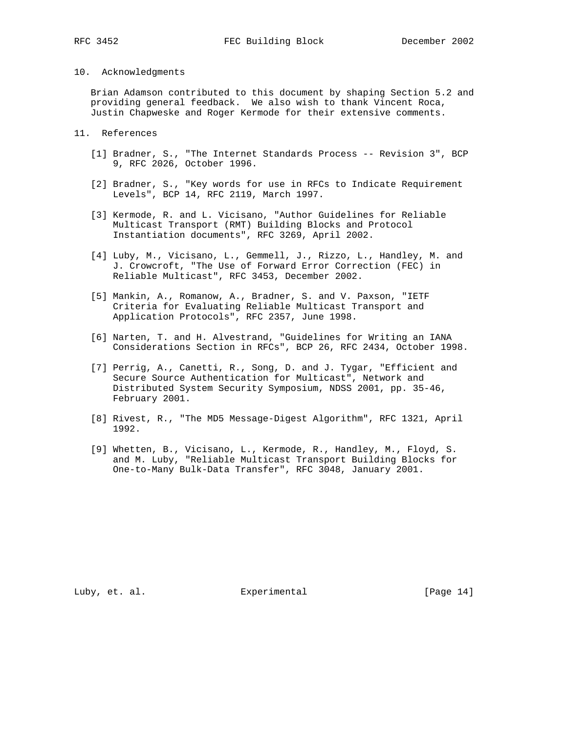## 10. Acknowledgments

Brian Adamson contributed to this document by shaping Section 5.2 and providing general feedback. We also wish to thank Vincent Roca, Justin Chapweske and Roger Kermode for their extensive comments.

## 11. References

[1] Bradner, S., "The Internet Standards Process -- Revision 3", BCP 9, RFC 2026, October 1996.

[2] Bradner, S., "Key words for use in RFCs to Indicate Requirement Levels", BCP 14, RFC 2119, March 1997.

[3] Kermode, R. and L. Vicisano, "Author Guidelines for Reliable Multicast Transport (RMT) Building Blocks and Protocol Instantiation documents", RFC 3269, April 2002.

[4] Luby, M., Vicisano, L., Gemmell, J., Rizzo, L., Handley, M. and J. Crowcroft, "The Use of Forward Error Correction (FEC) in Reliable Multicast", RFC 3453, December 2002.

[5] Mankin, A., Romanow, A., Bradner, S. and V. Paxson, "IETF Criteria for Evaluating Reliable Multicast Transport and Application Protocols", RFC 2357, June 1998.

[6] Narten, T. and H. Alvestrand, "Guidelines for Writing an IANA Considerations Section in RFCs", BCP 26, RFC 2434, October 1998.

[7] Perrig, A., Canetti, R., Song, D. and J. Tygar, "Efficient and Secure Source Authentication for Multicast", Network and Distributed System Security Symposium, NDSS 2001, pp. 35-46, February 2001.

[8] Rivest, R., "The MD5 Message-Digest Algorithm", RFC 1321, April 1992.

[9] Whetten, B., Vicisano, L., Kermode, R., Handley, M., Floyd, S. and M. Luby, "Reliable Multicast Transport Building Blocks for One-to-Many Bulk-Data Transfer", RFC 3048, January 2001.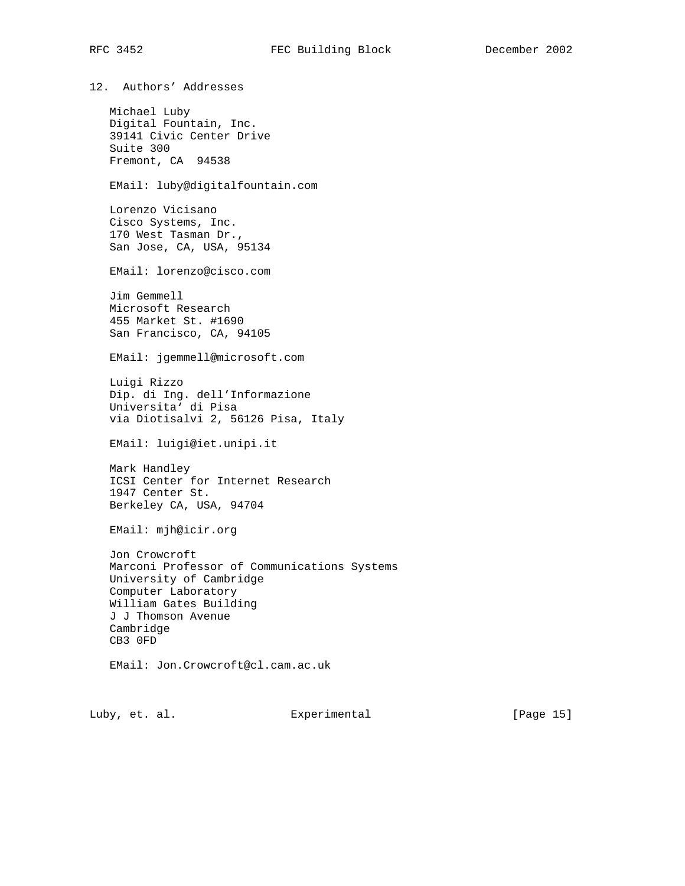## 12. Authors' Addresses

Michael Luby
Digital Fountain, Inc.
39141 Civic Center Drive
Suite 300
Fremont, CA 94538

EMail: luby@digitalfountain.com

Lorenzo Vicisano
Cisco Systems, Inc.
170 West Tasman Dr.,
San Jose, CA, USA, 95134

EMail: lorenzo@cisco.com

Jim Gemmell
Microsoft Research
455 Market St. #1690
San Francisco, CA, 94105

EMail: jgemmell@microsoft.com

Luigi Rizzo
Dip. di Ing. dell'Informazione
Universita' di Pisa
via Diotisalvi 2, 56126 Pisa, Italy

EMail: luigi@iet.unipi.it

Mark Handley
ICSI Center for Internet Research
1947 Center St.
Berkeley CA, USA, 94704

EMail: mjh@icir.org

Jon Crowcroft
Marconi Professor of Communications Systems
University of Cambridge
Computer Laboratory
William Gates Building
J J Thomson Avenue
Cambridge
CB3 0FD

EMail: Jon.Crowcroft@cl.cam.ac.uk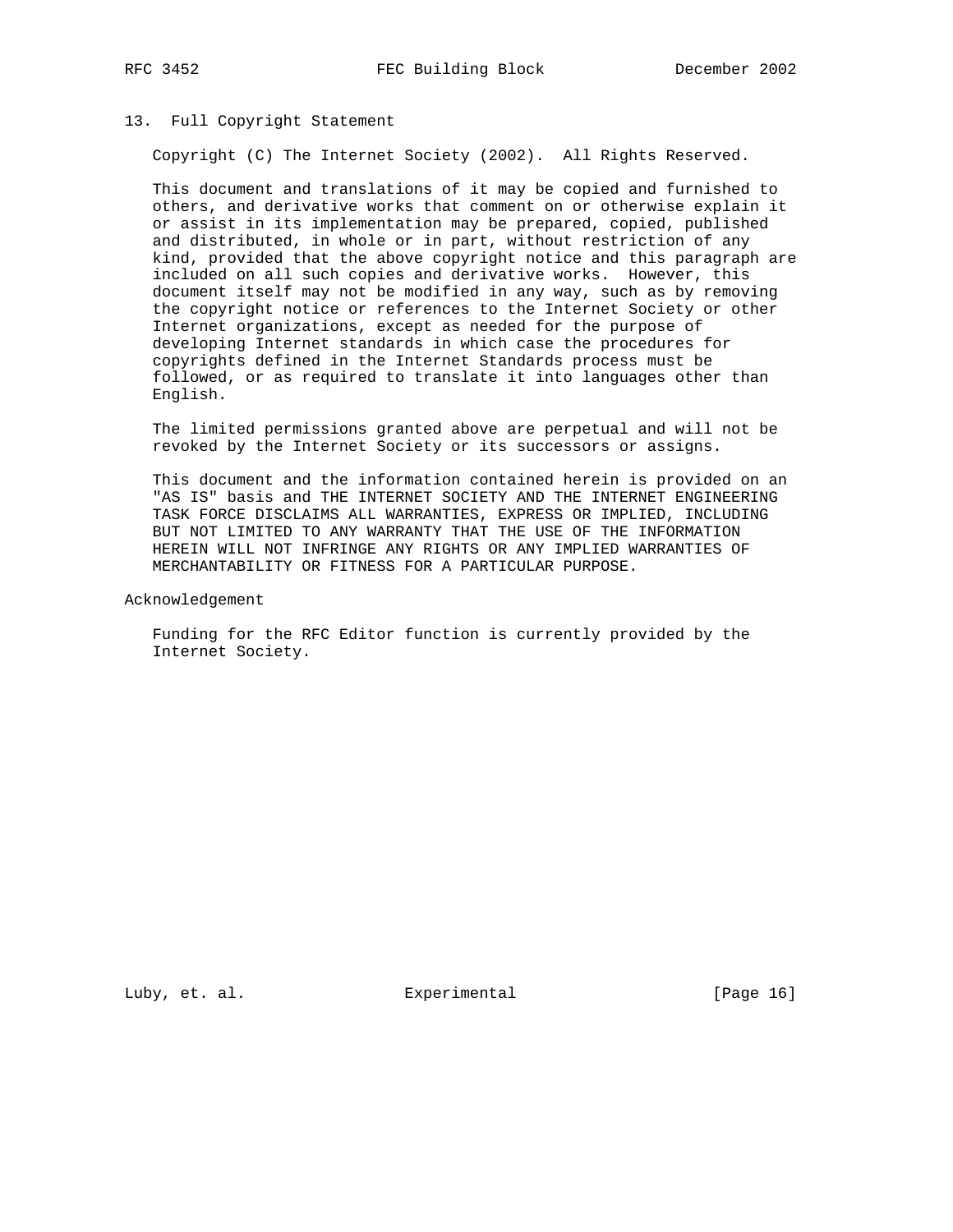## 13. Full Copyright Statement

Copyright (C) The Internet Society (2002). All Rights Reserved.

This document and translations of it may be copied and furnished to others, and derivative works that comment on or otherwise explain it or assist in its implementation may be prepared, copied, published and distributed, in whole or in part, without restriction of any kind, provided that the above copyright notice and this paragraph are included on all such copies and derivative works. However, this document itself may not be modified in any way, such as by removing the copyright notice or references to the Internet Society or other Internet organizations, except as needed for the purpose of developing Internet standards in which case the procedures for copyrights defined in the Internet Standards process must be followed, or as required to translate it into languages other than English.

The limited permissions granted above are perpetual and will not be revoked by the Internet Society or its successors or assigns.

This document and the information contained herein is provided on an "AS IS" basis and THE INTERNET SOCIETY AND THE INTERNET ENGINEERING TASK FORCE DISCLAIMS ALL WARRANTIES, EXPRESS OR IMPLIED, INCLUDING BUT NOT LIMITED TO ANY WARRANTY THAT THE USE OF THE INFORMATION HEREIN WILL NOT INFRINGE ANY RIGHTS OR ANY IMPLIED WARRANTIES OF MERCHANTABILITY OR FITNESS FOR A PARTICULAR PURPOSE.

## Acknowledgement

Funding for the RFC Editor function is currently provided by the Internet Society.